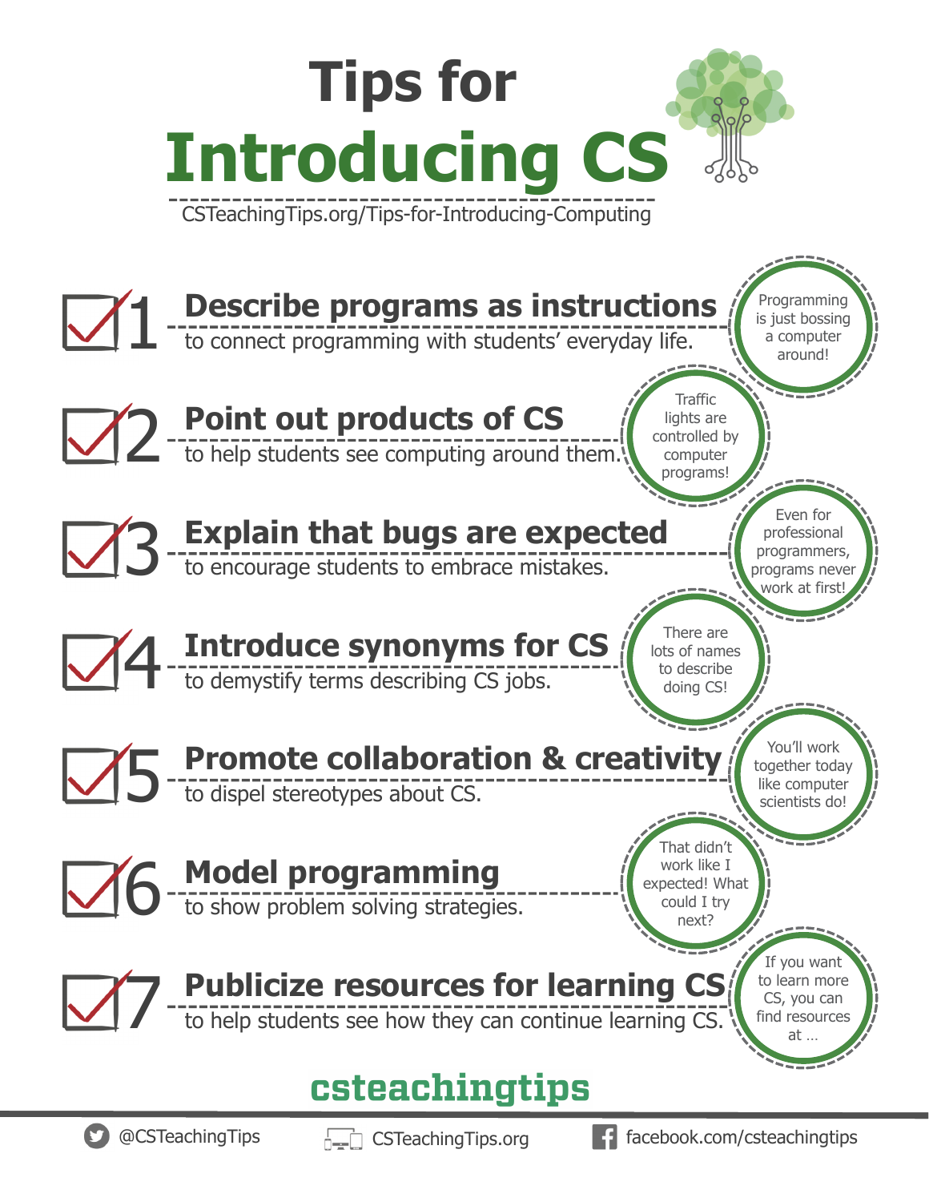# Tips for Introducing CS

CSTeachingTips.org/Tips-for-Introducing-Computing

## 1 Describe programs as instructions

to connect programming with students' everyday life.

> Programming is just bossing a computer around!

## 2 Point out products of CS

to help students see computing around them.

> Traffic lights are controlled by computer programs!

## 3 Explain that bugs are expected

to encourage students to embrace mistakes.

> Even for professional programmers, programs never work at first!

## 4 Introduce synonyms for CS

to demystify terms describing CS jobs.

> There are lots of names to describe doing CS!

## 5 Promote collaboration & creativity

to dispel stereotypes about CS.

> You'll work together today like computer scientists do!

## 6 Model programming

to show problem solving strategies.

> That didn't work like I expected! What could I try next?

## 7 Publicize resources for learning CS

to help students see how they can continue learning CS.

> If you want to learn more CS, you can find resources at …

**csteachingtips**

@CSTeachingTips | CSTeachingTips.org | facebook.com/csteachingtips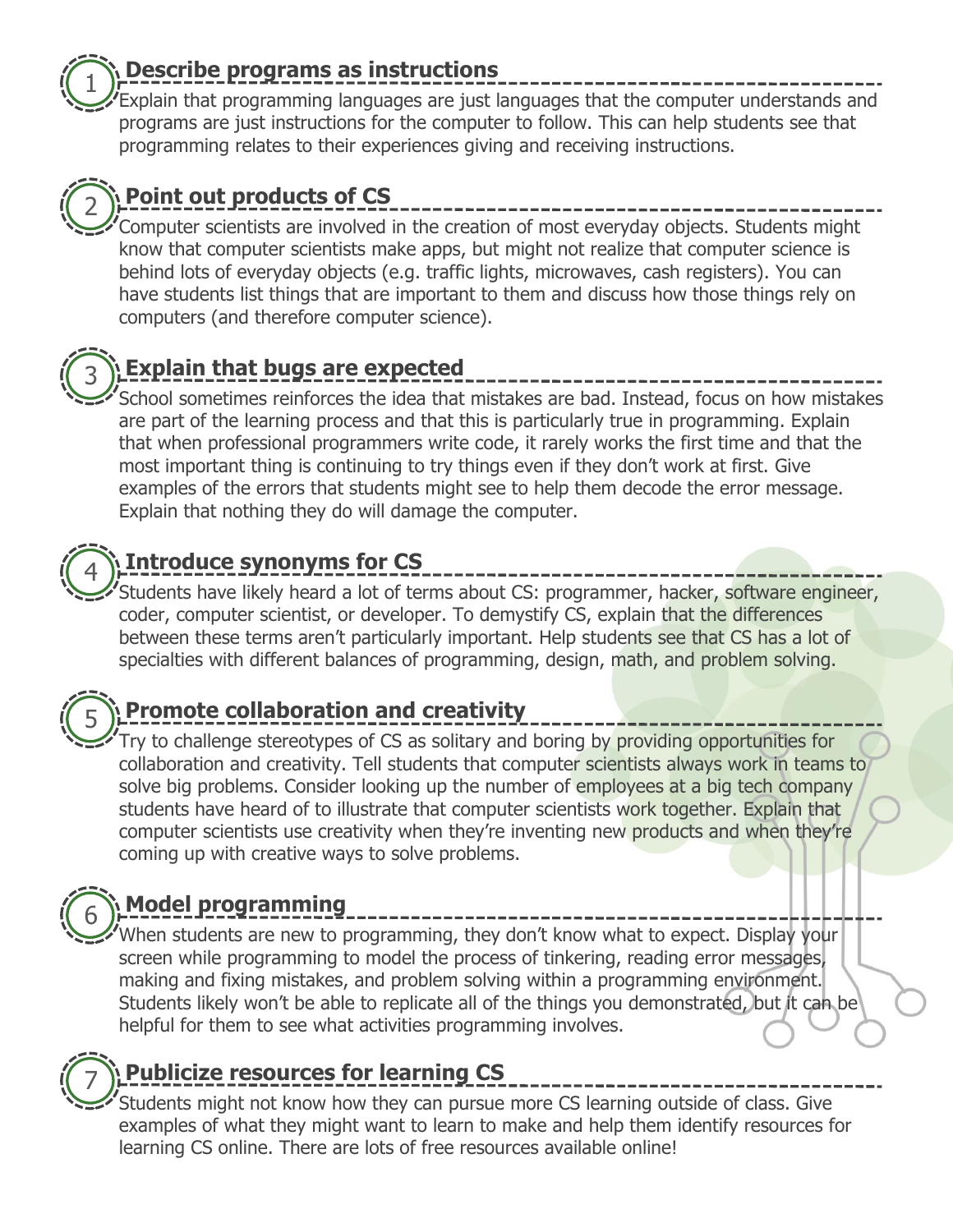## 1 Describe programs as instructions

Explain that programming languages are just languages that the computer understands and programs are just instructions for the computer to follow. This can help students see that programming relates to their experiences giving and receiving instructions.

## 2 Point out products of CS

Computer scientists are involved in the creation of most everyday objects. Students might know that computer scientists make apps, but might not realize that computer science is behind lots of everyday objects (e.g. traffic lights, microwaves, cash registers). You can have students list things that are important to them and discuss how those things rely on computers (and therefore computer science).

## 3 Explain that bugs are expected

School sometimes reinforces the idea that mistakes are bad. Instead, focus on how mistakes are part of the learning process and that this is particularly true in programming. Explain that when professional programmers write code, it rarely works the first time and that the most important thing is continuing to try things even if they don't work at first. Give examples of the errors that students might see to help them decode the error message. Explain that nothing they do will damage the computer.

## 4 Introduce synonyms for CS

Students have likely heard a lot of terms about CS: programmer, hacker, software engineer, coder, computer scientist, or developer. To demystify CS, explain that the differences between these terms aren't particularly important. Help students see that CS has a lot of specialties with different balances of programming, design, math, and problem solving.

## 5 Promote collaboration and creativity

Try to challenge stereotypes of CS as solitary and boring by providing opportunities for collaboration and creativity. Tell students that computer scientists always work in teams to solve big problems. Consider looking up the number of employees at a big tech company students have heard of to illustrate that computer scientists work together. Explain that computer scientists use creativity when they're inventing new products and when they're coming up with creative ways to solve problems.

## 6 Model programming

When students are new to programming, they don't know what to expect. Display your screen while programming to model the process of tinkering, reading error messages, making and fixing mistakes, and problem solving within a programming environment. Students likely won't be able to replicate all of the things you demonstrated, but it can be helpful for them to see what activities programming involves.

## 7 Publicize resources for learning CS

Students might not know how they can pursue more CS learning outside of class. Give examples of what they might want to learn to make and help them identify resources for learning CS online. There are lots of free resources available online!